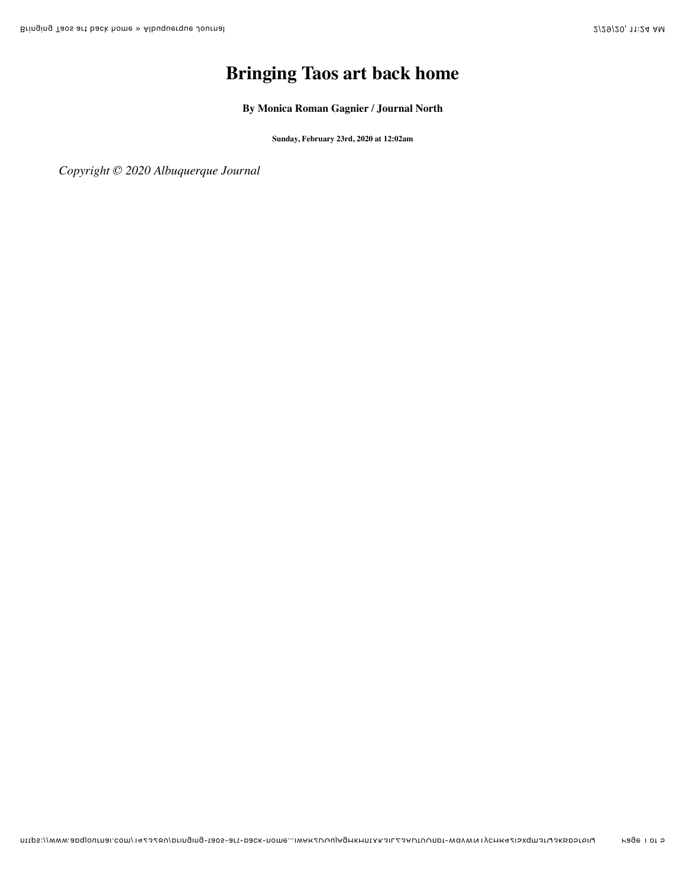# Bringing Taos art back home

**By Monica Roman Gagnier / Journal North**

**Sunday, February 23rd, 2020 at 12:02am**

*Copyright © 2020 Albuquerque Journal*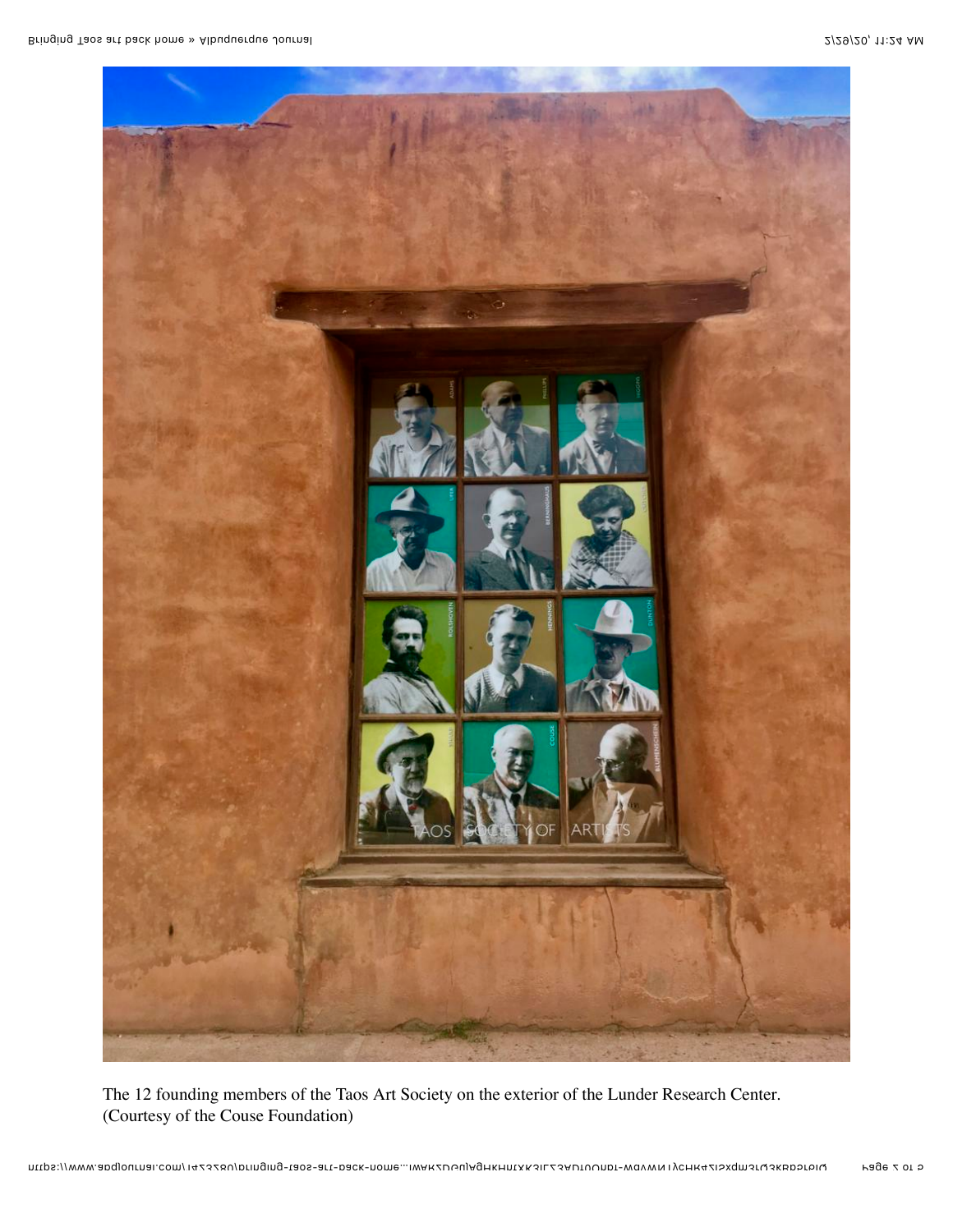The 12 founding members of the Taos Art Society on the exterior of the Lunder Research Center. (Courtesy of the Couse Foundation)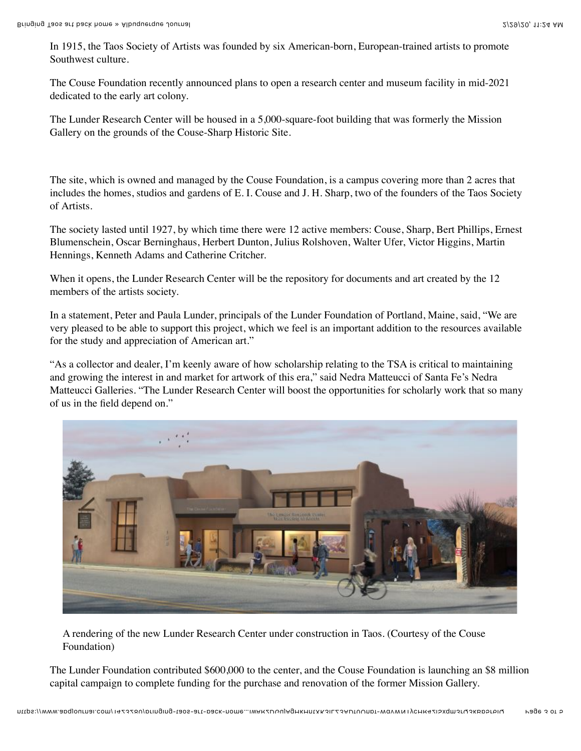In 1915, the Taos Society of Artists was founded by six American-born, European-trained artists to promote Southwest culture.

The Couse Foundation recently announced plans to open a research center and museum facility in mid-2021 dedicated to the early art colony.

The Lunder Research Center will be housed in a 5,000-square-foot building that was formerly the Mission Gallery on the grounds of the Couse-Sharp Historic Site.

The site, which is owned and managed by the Couse Foundation, is a campus covering more than 2 acres that includes the homes, studios and gardens of E. I. Couse and J. H. Sharp, two of the founders of the Taos Society of Artists.

The society lasted until 1927, by which time there were 12 active members: Couse, Sharp, Bert Phillips, Ernest Blumenschein, Oscar Berninghaus, Herbert Dunton, Julius Rolshoven, Walter Ufer, Victor Higgins, Martin Hennings, Kenneth Adams and Catherine Critcher.

When it opens, the Lunder Research Center will be the repository for documents and art created by the 12 members of the artists society.

In a statement, Peter and Paula Lunder, principals of the Lunder Foundation of Portland, Maine, said, "We are very pleased to be able to support this project, which we feel is an important addition to the resources available for the study and appreciation of American art."

"As a collector and dealer, I'm keenly aware of how scholarship relating to the TSA is critical to maintaining and growing the interest in and market for artwork of this era," said Nedra Matteucci of Santa Fe's Nedra Matteucci Galleries. "The Lunder Research Center will boost the opportunities for scholarly work that so many of us in the field depend on."

A rendering of the new Lunder Research Center under construction in Taos. (Courtesy of the Couse Foundation)

The Lunder Foundation contributed $600,000 to the center, and the Couse Foundation is launching an $8 million capital campaign to complete funding for the purchase and renovation of the former Mission Gallery.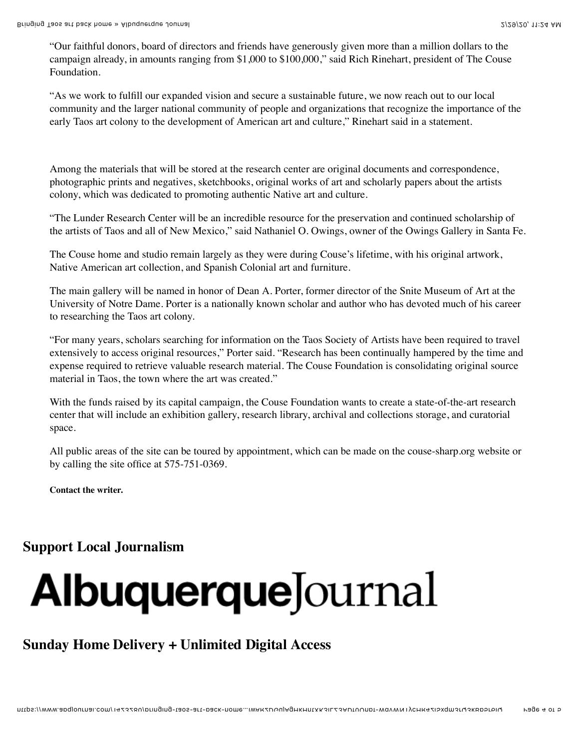"Our faithful donors, board of directors and friends have generously given more than a million dollars to the campaign already, in amounts ranging from $1,000 to $100,000," said Rich Rinehart, president of The Couse Foundation.

"As we work to fulfill our expanded vision and secure a sustainable future, we now reach out to our local community and the larger national community of people and organizations that recognize the importance of the early Taos art colony to the development of American art and culture," Rinehart said in a statement.

Among the materials that will be stored at the research center are original documents and correspondence, photographic prints and negatives, sketchbooks, original works of art and scholarly papers about the artists colony, which was dedicated to promoting authentic Native art and culture.

"The Lunder Research Center will be an incredible resource for the preservation and continued scholarship of the artists of Taos and all of New Mexico," said Nathaniel O. Owings, owner of the Owings Gallery in Santa Fe.

The Couse home and studio remain largely as they were during Couse's lifetime, with his original artwork, Native American art collection, and Spanish Colonial art and furniture.

The main gallery will be named in honor of Dean A. Porter, former director of the Snite Museum of Art at the University of Notre Dame. Porter is a nationally known scholar and author who has devoted much of his career to researching the Taos art colony.

"For many years, scholars searching for information on the Taos Society of Artists have been required to travel extensively to access original resources," Porter said. "Research has been continually hampered by the time and expense required to retrieve valuable research material. The Couse Foundation is consolidating original source material in Taos, the town where the art was created."

With the funds raised by its capital campaign, the Couse Foundation wants to create a state-of-the-art research center that will include an exhibition gallery, research library, archival and collections storage, and curatorial space.

All public areas of the site can be toured by appointment, which can be made on the couse-sharp.org website or by calling the site office at 575-751-0369.

**Contact the writer.**

## Support Local Journalism

# AlbuquerqueJournal

## Sunday Home Delivery + Unlimited Digital Access